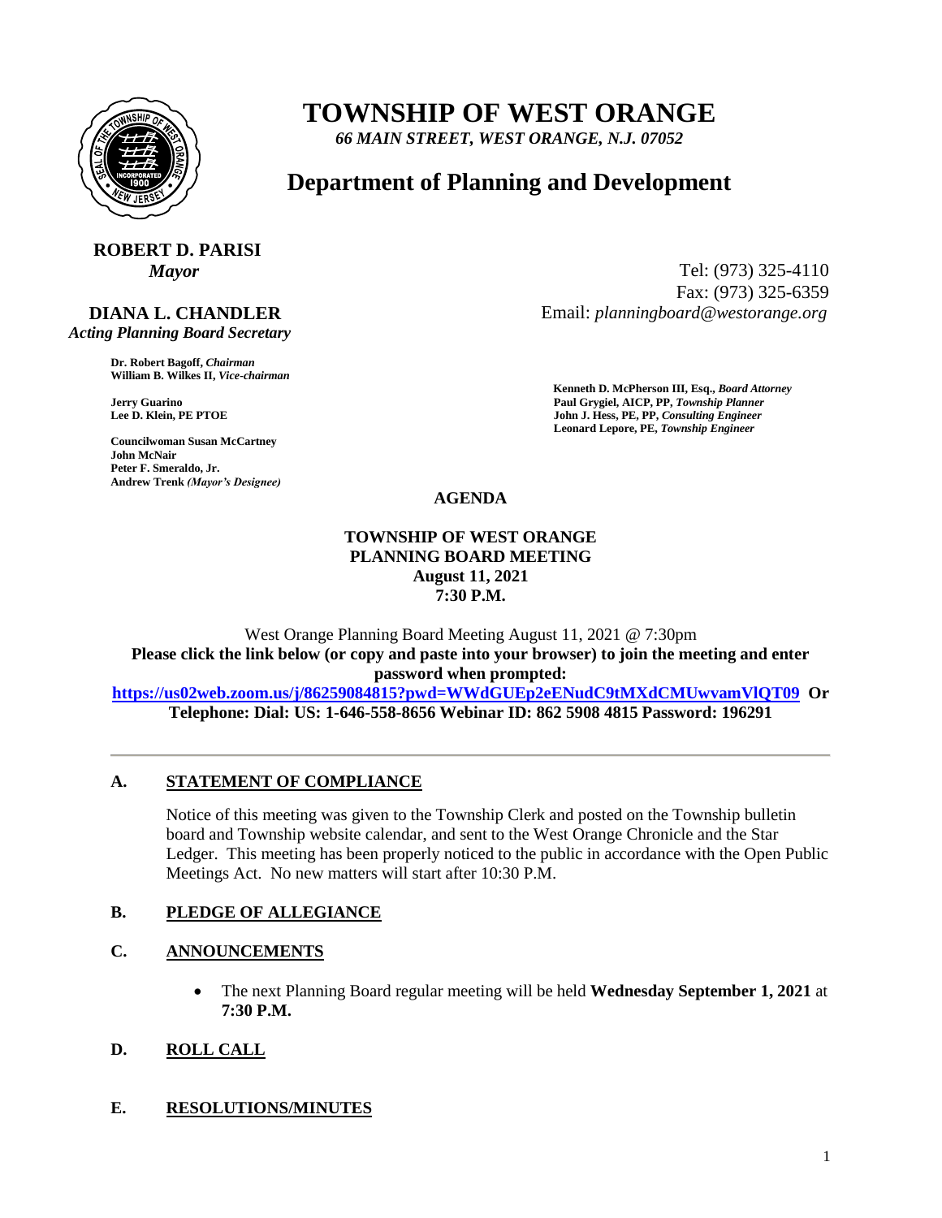# TOWNSHIP OF WEST ORANGE

*66 MAIN STREET, WEST ORANGE, N.J. 07052*

## Department of Planning and Development

**ROBERT D. PARISI**
*Mayor*

**DIANA L. CHANDLER**
*Acting Planning Board Secretary*

Tel: (973) 325-4110
Fax: (973) 325-6359
Email: *planningboard@westorange.org*

**Dr. Robert Bagoff,** ***Chairman***
**William B. Wilkes II,** ***Vice-chairman***

**Jerry Guarino**
**Lee D. Klein, PE PTOE**

**Councilwoman Susan McCartney**
**John McNair**
**Peter F. Smeraldo, Jr.**
**Andrew Trenk** ***(Mayor's Designee)***

**Kenneth D. McPherson III, Esq.,** ***Board Attorney***
**Paul Grygiel, AICP, PP,** ***Township Planner***
**John J. Hess, PE, PP,** ***Consulting Engineer***
**Leonard Lepore, PE,** ***Township Engineer***

**AGENDA**

**TOWNSHIP OF WEST ORANGE**
**PLANNING BOARD MEETING**
**August 11, 2021**
**7:30 P.M.**

West Orange Planning Board Meeting August 11, 2021 @ 7:30pm
**Please click the link below (or copy and paste into your browser) to join the meeting and enter password when prompted:**
**https://us02web.zoom.us/j/86259084815?pwd=WWdGUEp2eENudC9tMXdCMUwvamVlQT09 Or Telephone: Dial: US: 1-646-558-8656 Webinar ID: 862 5908 4815 Password: 196291**

---

### A. STATEMENT OF COMPLIANCE

Notice of this meeting was given to the Township Clerk and posted on the Township bulletin board and Township website calendar, and sent to the West Orange Chronicle and the Star Ledger. This meeting has been properly noticed to the public in accordance with the Open Public Meetings Act. No new matters will start after 10:30 P.M.

### B. PLEDGE OF ALLEGIANCE

### C. ANNOUNCEMENTS

- The next Planning Board regular meeting will be held **Wednesday September 1, 2021** at **7:30 P.M.**

### D. ROLL CALL

### E. RESOLUTIONS/MINUTES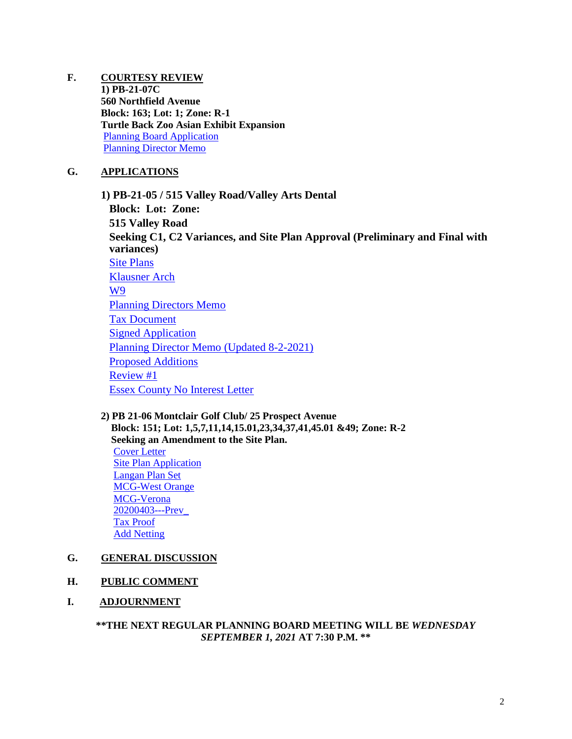**F.** **COURTESY REVIEW**

**1) PB-21-07C**
**560 Northfield Avenue**
**Block: 163; Lot: 1; Zone: R-1**
**Turtle Back Zoo Asian Exhibit Expansion**
Planning Board Application
Planning Director Memo

**G.** **APPLICATIONS**

**1) PB-21-05 / 515 Valley Road/Valley Arts Dental**
**Block: Lot: Zone:**
**515 Valley Road**
**Seeking C1, C2 Variances, and Site Plan Approval (Preliminary and Final with variances)**
Site Plans
Klausner Arch
W9
Planning Directors Memo
Tax Document
Signed Application
Planning Director Memo (Updated 8-2-2021)
Proposed Additions
Review #1
Essex County No Interest Letter

**2) PB 21-06 Montclair Golf Club/ 25 Prospect Avenue**
**Block: 151; Lot: 1,5,7,11,14,15.01,23,34,37,41,45.01 &49; Zone: R-2**
**Seeking an Amendment to the Site Plan.**
Cover Letter
Site Plan Application
Langan Plan Set
MCG-West Orange
MCG-Verona
20200403---Prev_
Tax Proof
Add Netting

**G.** **GENERAL DISCUSSION**

**H.** **PUBLIC COMMENT**

**I.** **ADJOURNMENT**

****THE NEXT REGULAR PLANNING BOARD MEETING WILL BE *WEDNESDAY SEPTEMBER 1, 2021* AT 7:30 P.M. ****